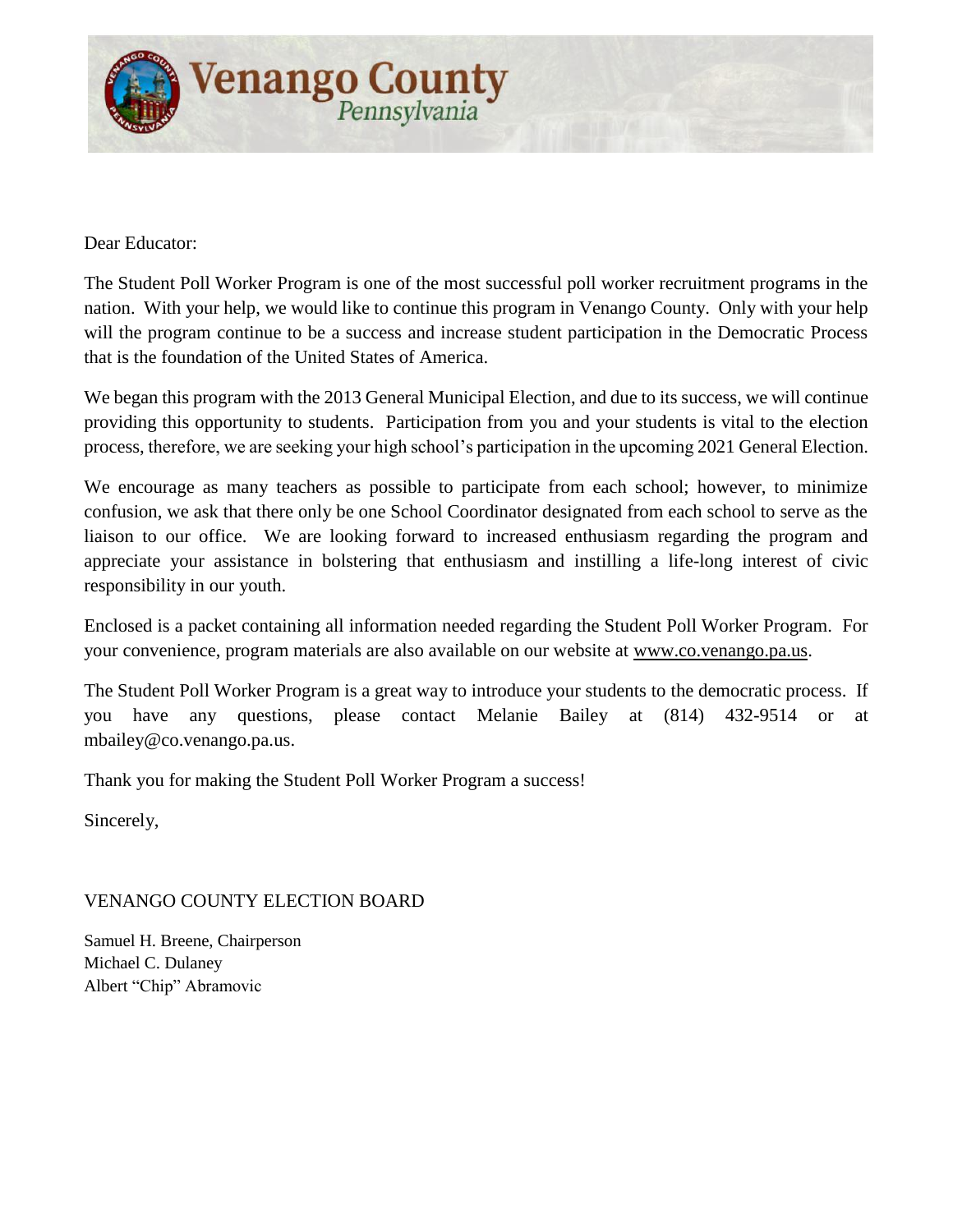# Venango County
*Pennsylvania*

Dear Educator:

The Student Poll Worker Program is one of the most successful poll worker recruitment programs in the nation. With your help, we would like to continue this program in Venango County. Only with your help will the program continue to be a success and increase student participation in the Democratic Process that is the foundation of the United States of America.

We began this program with the 2013 General Municipal Election, and due to its success, we will continue providing this opportunity to students. Participation from you and your students is vital to the election process, therefore, we are seeking your high school's participation in the upcoming 2021 General Election.

We encourage as many teachers as possible to participate from each school; however, to minimize confusion, we ask that there only be one School Coordinator designated from each school to serve as the liaison to our office. We are looking forward to increased enthusiasm regarding the program and appreciate your assistance in bolstering that enthusiasm and instilling a life-long interest of civic responsibility in our youth.

Enclosed is a packet containing all information needed regarding the Student Poll Worker Program. For your convenience, program materials are also available on our website at www.co.venango.pa.us.

The Student Poll Worker Program is a great way to introduce your students to the democratic process. If you have any questions, please contact Melanie Bailey at (814) 432-9514 or at mbailey@co.venango.pa.us.

Thank you for making the Student Poll Worker Program a success!

Sincerely,

VENANGO COUNTY ELECTION BOARD

Samuel H. Breene, Chairperson
Michael C. Dulaney
Albert "Chip" Abramovic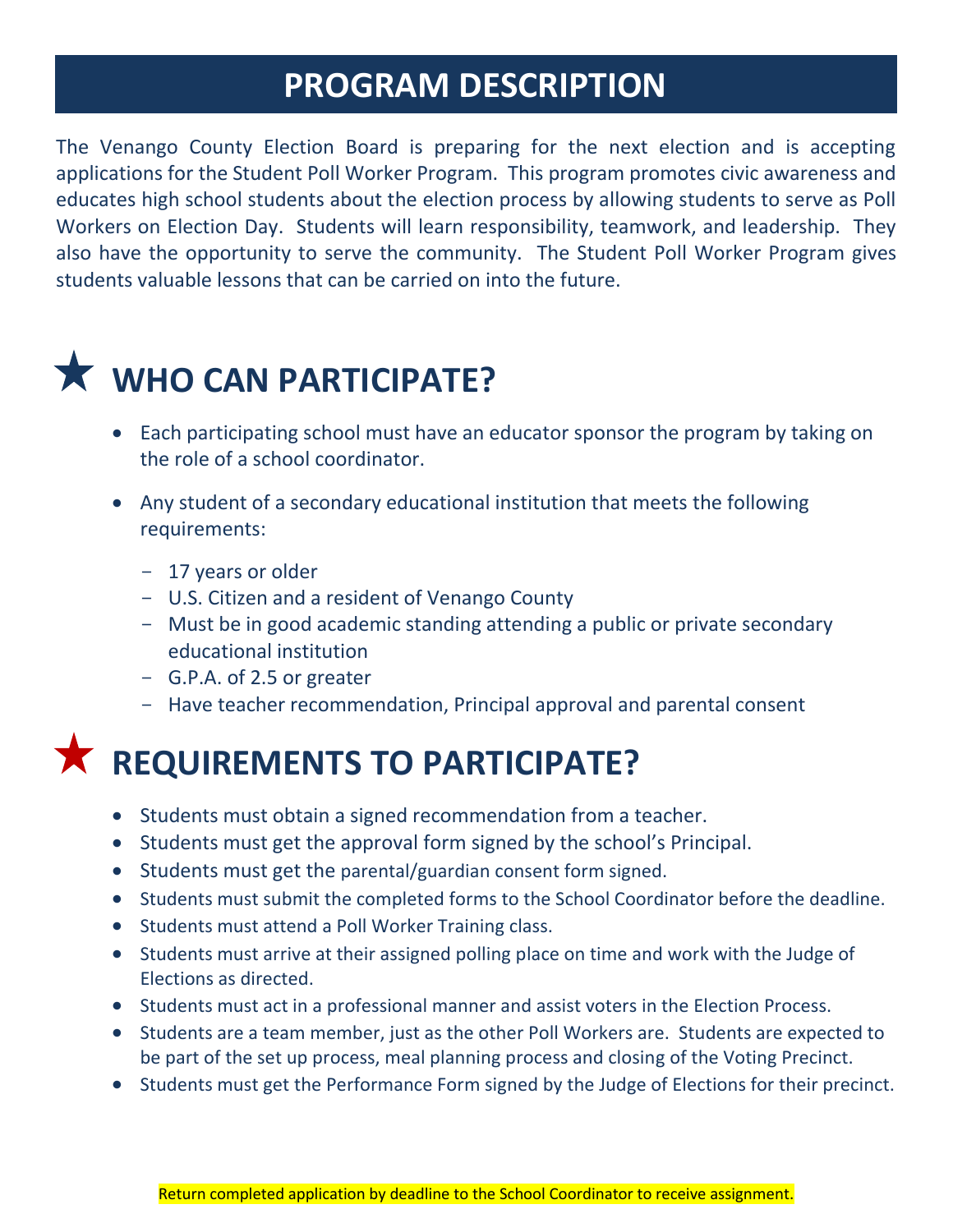# PROGRAM DESCRIPTION

The Venango County Election Board is preparing for the next election and is accepting applications for the Student Poll Worker Program. This program promotes civic awareness and educates high school students about the election process by allowing students to serve as Poll Workers on Election Day. Students will learn responsibility, teamwork, and leadership. They also have the opportunity to serve the community. The Student Poll Worker Program gives students valuable lessons that can be carried on into the future.

## ★ WHO CAN PARTICIPATE?

- Each participating school must have an educator sponsor the program by taking on the role of a school coordinator.
- Any student of a secondary educational institution that meets the following requirements:
  - 17 years or older
  - U.S. Citizen and a resident of Venango County
  - Must be in good academic standing attending a public or private secondary educational institution
  - G.P.A. of 2.5 or greater
  - Have teacher recommendation, Principal approval and parental consent

## ★ REQUIREMENTS TO PARTICIPATE?

- Students must obtain a signed recommendation from a teacher.
- Students must get the approval form signed by the school's Principal.
- Students must get the parental/guardian consent form signed.
- Students must submit the completed forms to the School Coordinator before the deadline.
- Students must attend a Poll Worker Training class.
- Students must arrive at their assigned polling place on time and work with the Judge of Elections as directed.
- Students must act in a professional manner and assist voters in the Election Process.
- Students are a team member, just as the other Poll Workers are. Students are expected to be part of the set up process, meal planning process and closing of the Voting Precinct.
- Students must get the Performance Form signed by the Judge of Elections for their precinct.

Return completed application by deadline to the School Coordinator to receive assignment.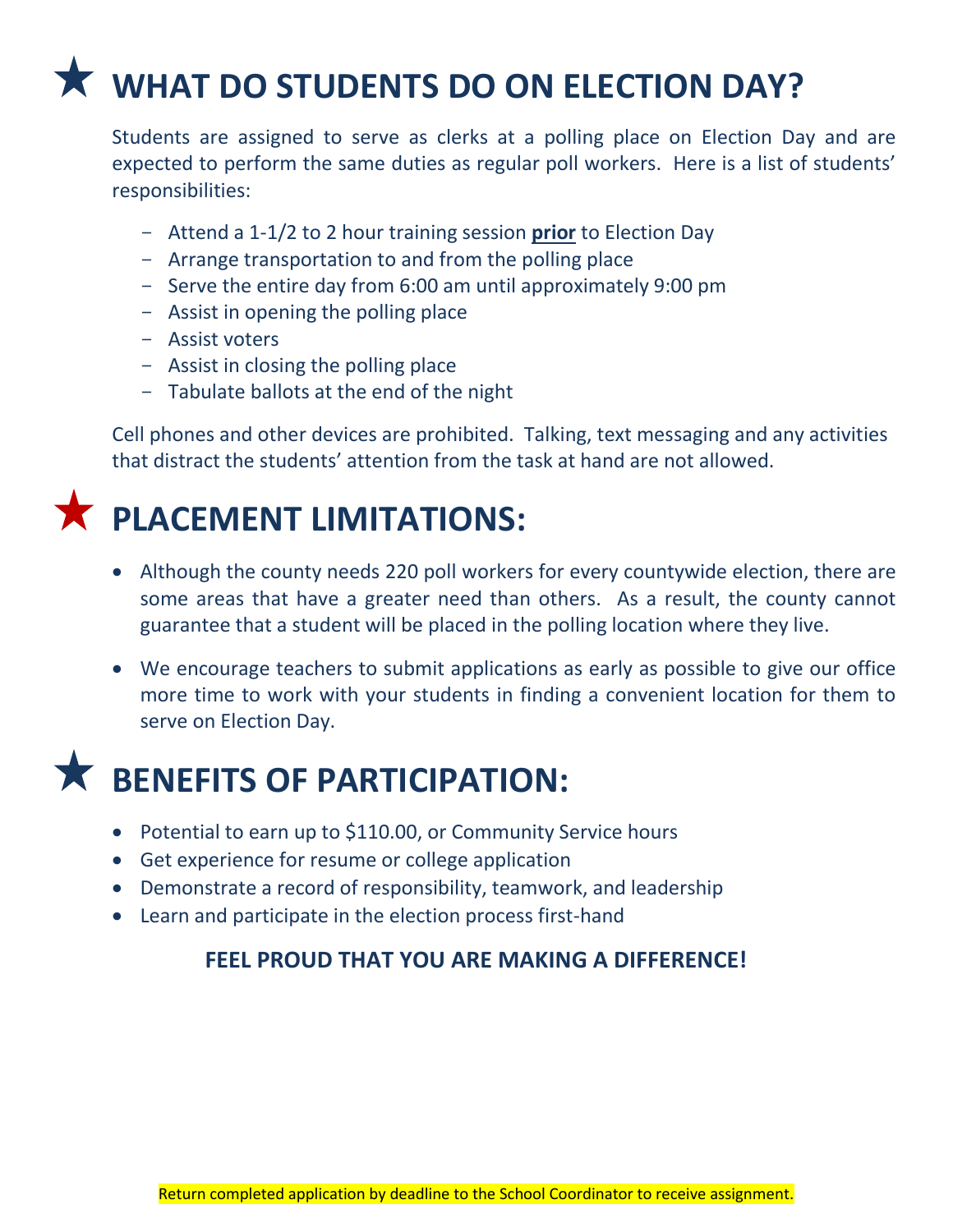# ★ WHAT DO STUDENTS DO ON ELECTION DAY?

Students are assigned to serve as clerks at a polling place on Election Day and are expected to perform the same duties as regular poll workers. Here is a list of students' responsibilities:

- Attend a 1-1/2 to 2 hour training session **prior** to Election Day
- Arrange transportation to and from the polling place
- Serve the entire day from 6:00 am until approximately 9:00 pm
- Assist in opening the polling place
- Assist voters
- Assist in closing the polling place
- Tabulate ballots at the end of the night

Cell phones and other devices are prohibited. Talking, text messaging and any activities that distract the students' attention from the task at hand are not allowed.

# ★ PLACEMENT LIMITATIONS:

- Although the county needs 220 poll workers for every countywide election, there are some areas that have a greater need than others. As a result, the county cannot guarantee that a student will be placed in the polling location where they live.
- We encourage teachers to submit applications as early as possible to give our office more time to work with your students in finding a convenient location for them to serve on Election Day.

# ★ BENEFITS OF PARTICIPATION:

- Potential to earn up to $110.00, or Community Service hours
- Get experience for resume or college application
- Demonstrate a record of responsibility, teamwork, and leadership
- Learn and participate in the election process first-hand

**FEEL PROUD THAT YOU ARE MAKING A DIFFERENCE!**

Return completed application by deadline to the School Coordinator to receive assignment.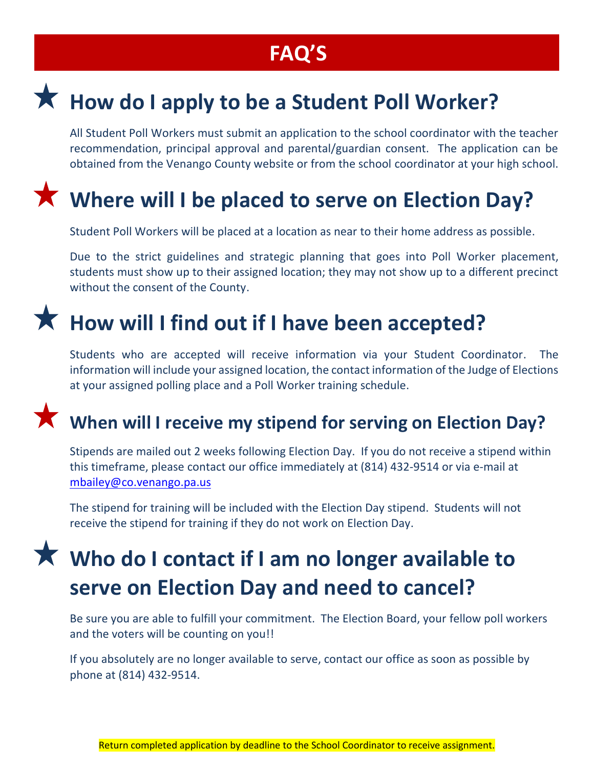# FAQ'S

## ★ How do I apply to be a Student Poll Worker?

All Student Poll Workers must submit an application to the school coordinator with the teacher recommendation, principal approval and parental/guardian consent. The application can be obtained from the Venango County website or from the school coordinator at your high school.

## ★ Where will I be placed to serve on Election Day?

Student Poll Workers will be placed at a location as near to their home address as possible.

Due to the strict guidelines and strategic planning that goes into Poll Worker placement, students must show up to their assigned location; they may not show up to a different precinct without the consent of the County.

## ★ How will I find out if I have been accepted?

Students who are accepted will receive information via your Student Coordinator. The information will include your assigned location, the contact information of the Judge of Elections at your assigned polling place and a Poll Worker training schedule.

## ★ When will I receive my stipend for serving on Election Day?

Stipends are mailed out 2 weeks following Election Day. If you do not receive a stipend within this timeframe, please contact our office immediately at (814) 432-9514 or via e-mail at mbailey@co.venango.pa.us

The stipend for training will be included with the Election Day stipend. Students will not receive the stipend for training if they do not work on Election Day.

## ★ Who do I contact if I am no longer available to serve on Election Day and need to cancel?

Be sure you are able to fulfill your commitment. The Election Board, your fellow poll workers and the voters will be counting on you!!

If you absolutely are no longer available to serve, contact our office as soon as possible by phone at (814) 432-9514.

Return completed application by deadline to the School Coordinator to receive assignment.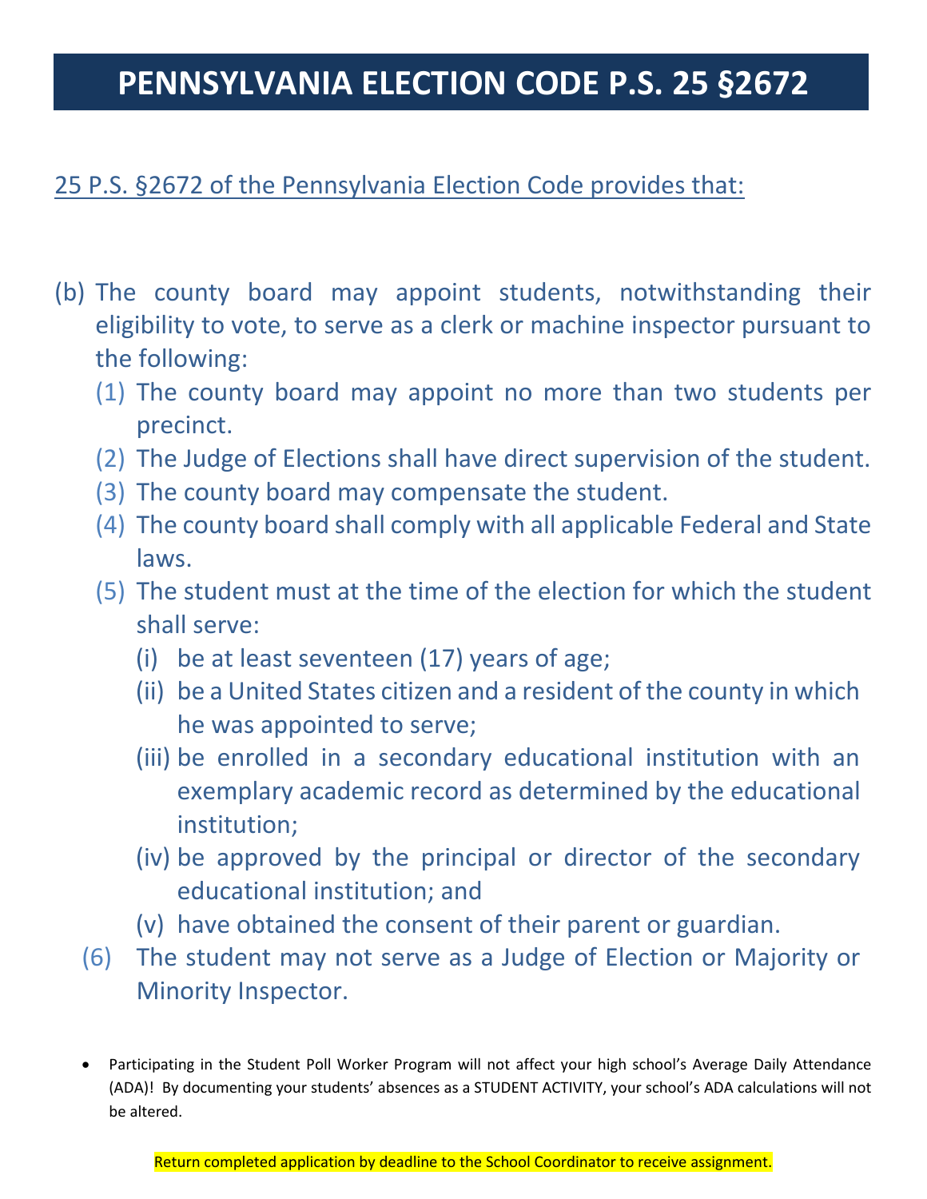# PENNSYLVANIA ELECTION CODE P.S. 25 §2672

25 P.S. §2672 of the Pennsylvania Election Code provides that:

(b) The county board may appoint students, notwithstanding their eligibility to vote, to serve as a clerk or machine inspector pursuant to the following:

   (1) The county board may appoint no more than two students per precinct.

   (2) The Judge of Elections shall have direct supervision of the student.

   (3) The county board may compensate the student.

   (4) The county board shall comply with all applicable Federal and State laws.

   (5) The student must at the time of the election for which the student shall serve:

      (i) be at least seventeen (17) years of age;

      (ii) be a United States citizen and a resident of the county in which he was appointed to serve;

      (iii) be enrolled in a secondary educational institution with an exemplary academic record as determined by the educational institution;

      (iv) be approved by the principal or director of the secondary educational institution; and

      (v) have obtained the consent of their parent or guardian.

   (6) The student may not serve as a Judge of Election or Majority or Minority Inspector.

- Participating in the Student Poll Worker Program will not affect your high school's Average Daily Attendance (ADA)! By documenting your students' absences as a STUDENT ACTIVITY, your school's ADA calculations will not be altered.

Return completed application by deadline to the School Coordinator to receive assignment.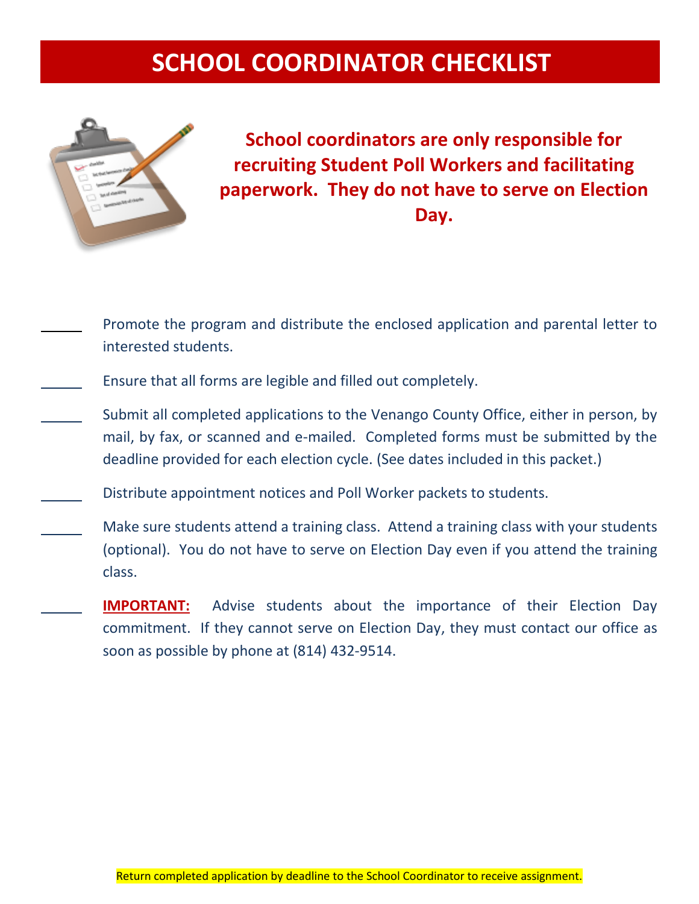# SCHOOL COORDINATOR CHECKLIST

**School coordinators are only responsible for recruiting Student Poll Workers and facilitating paperwork. They do not have to serve on Election Day.**

_____ Promote the program and distribute the enclosed application and parental letter to interested students.

_____ Ensure that all forms are legible and filled out completely.

_____ Submit all completed applications to the Venango County Office, either in person, by mail, by fax, or scanned and e-mailed. Completed forms must be submitted by the deadline provided for each election cycle. (See dates included in this packet.)

_____ Distribute appointment notices and Poll Worker packets to students.

_____ Make sure students attend a training class. Attend a training class with your students (optional). You do not have to serve on Election Day even if you attend the training class.

_____ **IMPORTANT:** Advise students about the importance of their Election Day commitment. If they cannot serve on Election Day, they must contact our office as soon as possible by phone at (814) 432-9514.

Return completed application by deadline to the School Coordinator to receive assignment.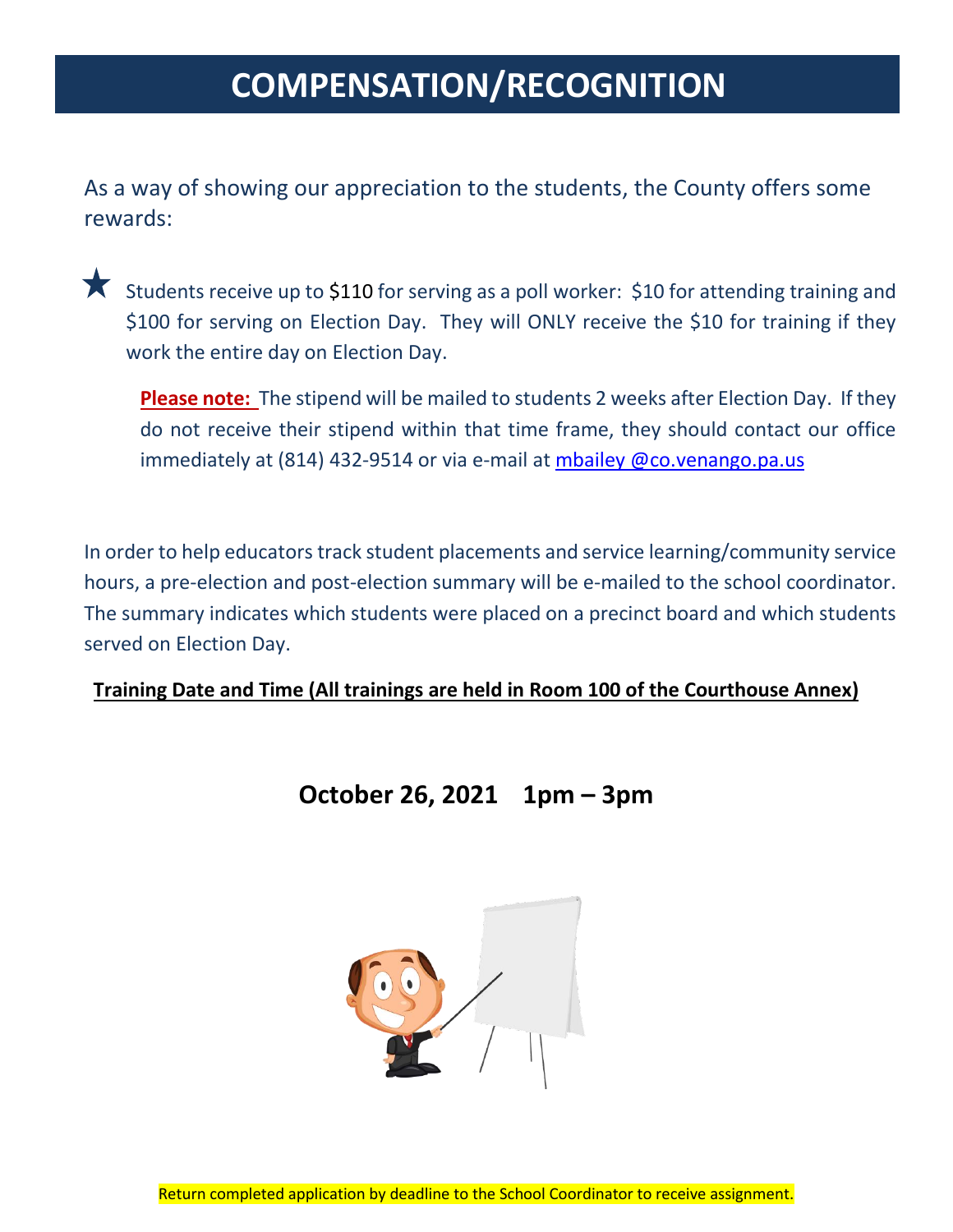# COMPENSATION/RECOGNITION

As a way of showing our appreciation to the students, the County offers some rewards:

★ Students receive up to $110 for serving as a poll worker: $10 for attending training and $100 for serving on Election Day. They will ONLY receive the $10 for training if they work the entire day on Election Day.

**Please note:** The stipend will be mailed to students 2 weeks after Election Day. If they do not receive their stipend within that time frame, they should contact our office immediately at (814) 432-9514 or via e-mail at mbailey @co.venango.pa.us

In order to help educators track student placements and service learning/community service hours, a pre-election and post-election summary will be e-mailed to the school coordinator. The summary indicates which students were placed on a precinct board and which students served on Election Day.

**Training Date and Time (All trainings are held in Room 100 of the Courthouse Annex)**

**October 26, 2021 1pm – 3pm**

Return completed application by deadline to the School Coordinator to receive assignment.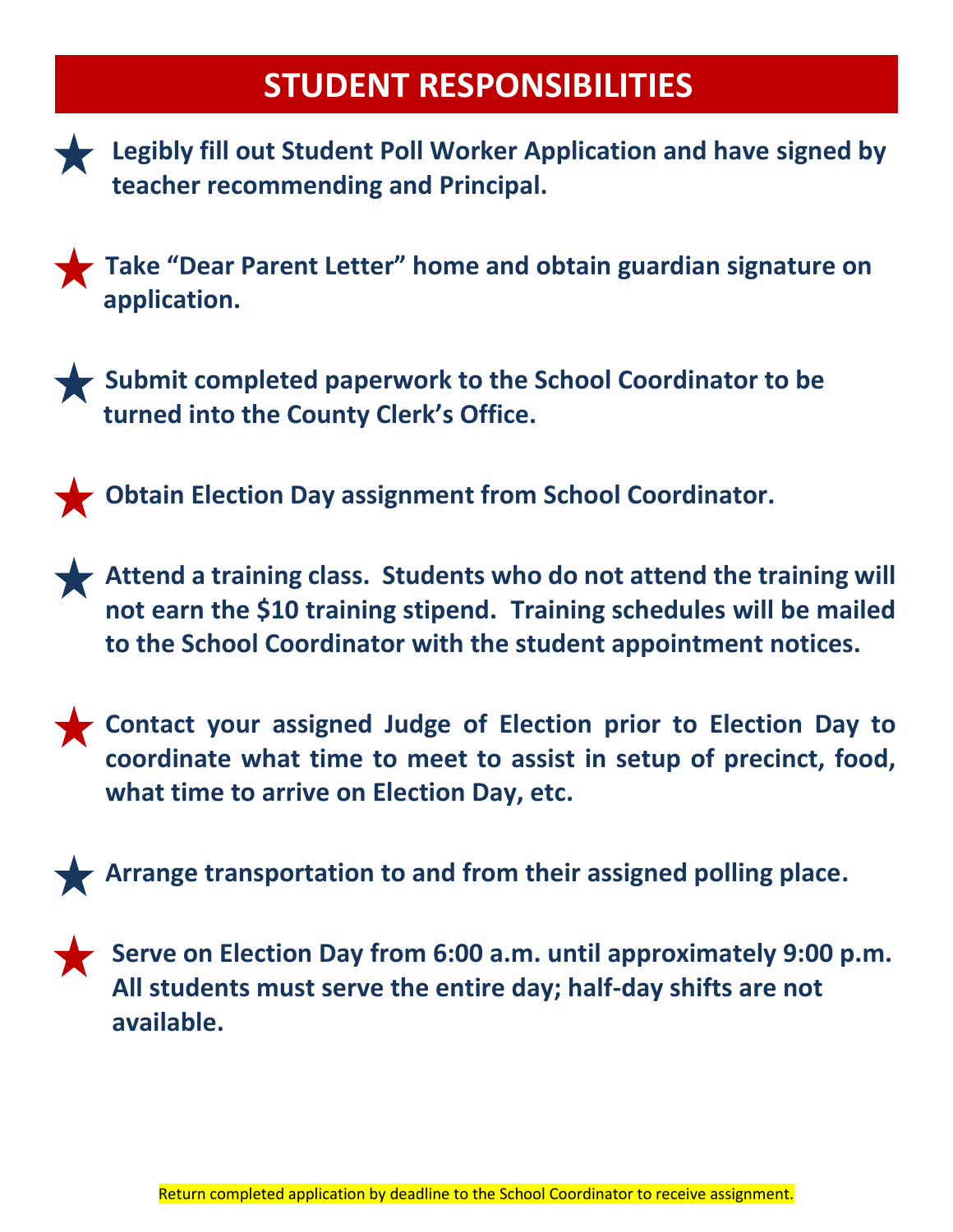# STUDENT RESPONSIBILITIES

- **Legibly fill out Student Poll Worker Application and have signed by teacher recommending and Principal.**

- **Take "Dear Parent Letter" home and obtain guardian signature on application.**

- **Submit completed paperwork to the School Coordinator to be turned into the County Clerk's Office.**

- **Obtain Election Day assignment from School Coordinator.**

- **Attend a training class. Students who do not attend the training will not earn the $10 training stipend. Training schedules will be mailed to the School Coordinator with the student appointment notices.**

- **Contact your assigned Judge of Election prior to Election Day to coordinate what time to meet to assist in setup of precinct, food, what time to arrive on Election Day, etc.**

- **Arrange transportation to and from their assigned polling place.**

- **Serve on Election Day from 6:00 a.m. until approximately 9:00 p.m. All students must serve the entire day; half-day shifts are not available.**

Return completed application by deadline to the School Coordinator to receive assignment.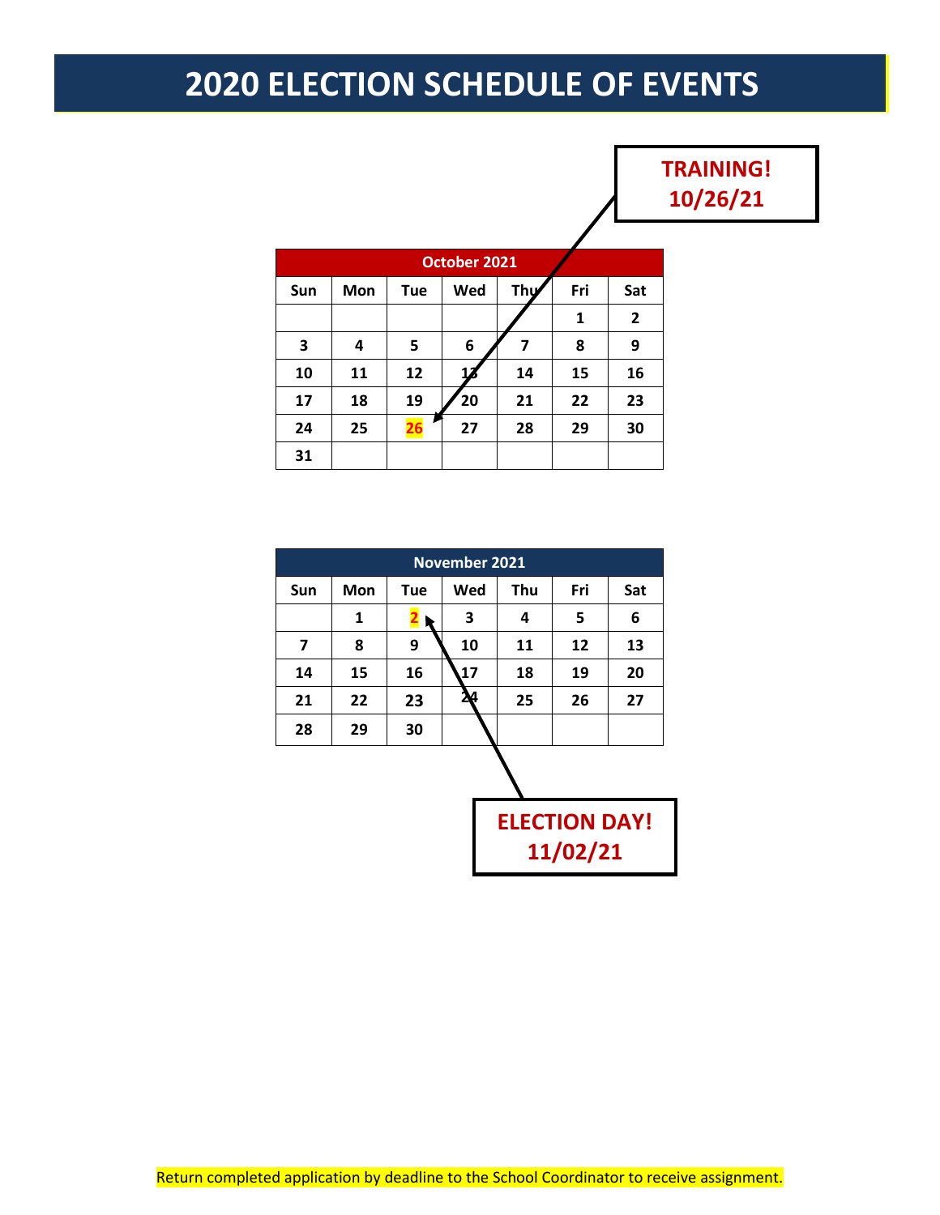# 2020 ELECTION SCHEDULE OF EVENTS

**TRAINING!**
**10/26/21**

| October 2021 | | | | | | |
|---|---|---|---|---|---|---|
| Sun | Mon | Tue | Wed | Thu | Fri | Sat |
| | | | | | 1 | 2 |
| 3 | 4 | 5 | 6 | 7 | 8 | 9 |
| 10 | 11 | 12 | 13 | 14 | 15 | 16 |
| 17 | 18 | 19 | 20 | 21 | 22 | 23 |
| 24 | 25 | **26** | 27 | 28 | 29 | 30 |
| 31 | | | | | | |

| November 2021 | | | | | | |
|---|---|---|---|---|---|---|
| Sun | Mon | Tue | Wed | Thu | Fri | Sat |
| | 1 | **2** | 3 | 4 | 5 | 6 |
| 7 | 8 | 9 | 10 | 11 | 12 | 13 |
| 14 | 15 | 16 | 17 | 18 | 19 | 20 |
| 21 | 22 | 23 | 24 | 25 | 26 | 27 |
| 28 | 29 | 30 | | | | |

**ELECTION DAY!**
**11/02/21**

Return completed application by deadline to the School Coordinator to receive assignment.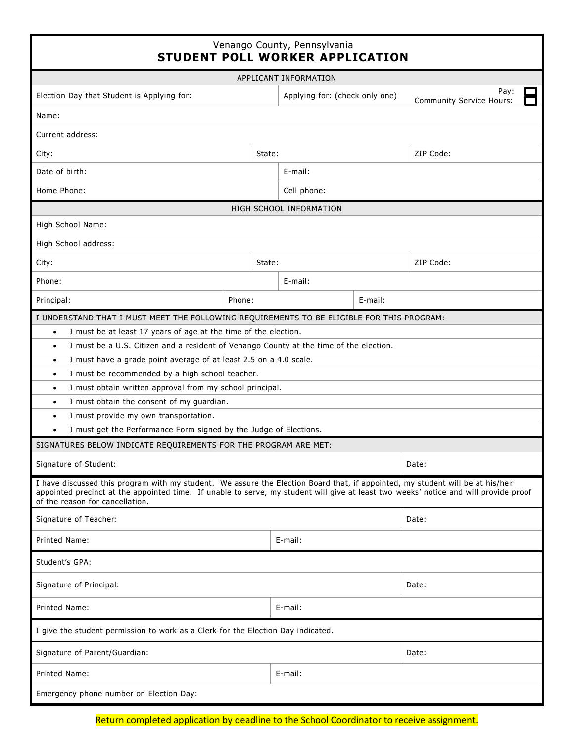Venango County, Pennsylvania

# STUDENT POLL WORKER APPLICATION

## APPLICANT INFORMATION

| | | | |
|---|---|---|---|
| Election Day that Student is Applying for: | | Applying for: (check only one) | Pay: ☐ Community Service Hours: ☐ |
| Name: | | | |
| Current address: | | | |
| City: | State: | | ZIP Code: |
| Date of birth: | | E-mail: | |
| Home Phone: | | Cell phone: | |

## HIGH SCHOOL INFORMATION

| | | | |
|---|---|---|---|
| High School Name: | | | |
| High School address: | | | |
| City: | State: | | ZIP Code: |
| Phone: | | E-mail: | |
| Principal: | Phone: | | E-mail: |

## I UNDERSTAND THAT I MUST MEET THE FOLLOWING REQUIREMENTS TO BE ELIGIBLE FOR THIS PROGRAM:

- I must be at least 17 years of age at the time of the election.
- I must be a U.S. Citizen and a resident of Venango County at the time of the election.
- I must have a grade point average of at least 2.5 on a 4.0 scale.
- I must be recommended by a high school teacher.
- I must obtain written approval from my school principal.
- I must obtain the consent of my guardian.
- I must provide my own transportation.
- I must get the Performance Form signed by the Judge of Elections.

## SIGNATURES BELOW INDICATE REQUIREMENTS FOR THE PROGRAM ARE MET:

| | |
|---|---|
| Signature of Student: | Date: |

I have discussed this program with my student. We assure the Election Board that, if appointed, my student will be at his/her appointed precinct at the appointed time. If unable to serve, my student will give at least two weeks' notice and will provide proof of the reason for cancellation.

| | |
|---|---|
| Signature of Teacher: | Date: |
| Printed Name: | E-mail: |

| | |
|---|---|
| Student's GPA: | |
| Signature of Principal: | Date: |
| Printed Name: | E-mail: |

I give the student permission to work as a Clerk for the Election Day indicated.

| | |
|---|---|
| Signature of Parent/Guardian: | Date: |
| Printed Name: | E-mail: |
| Emergency phone number on Election Day: | |

Return completed application by deadline to the School Coordinator to receive assignment.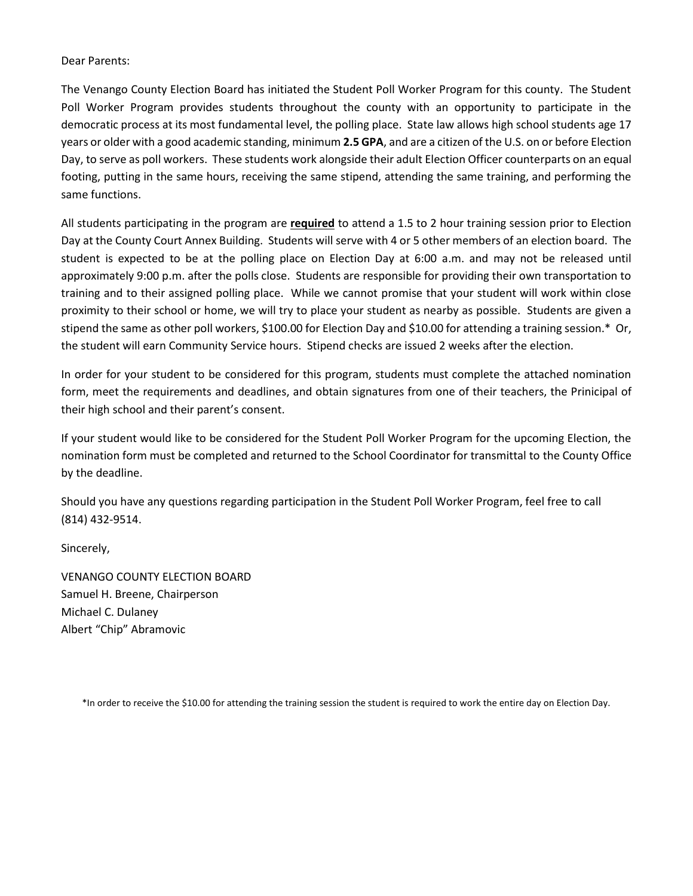Dear Parents:

The Venango County Election Board has initiated the Student Poll Worker Program for this county. The Student Poll Worker Program provides students throughout the county with an opportunity to participate in the democratic process at its most fundamental level, the polling place. State law allows high school students age 17 years or older with a good academic standing, minimum **2.5 GPA**, and are a citizen of the U.S. on or before Election Day, to serve as poll workers. These students work alongside their adult Election Officer counterparts on an equal footing, putting in the same hours, receiving the same stipend, attending the same training, and performing the same functions.

All students participating in the program are **required** to attend a 1.5 to 2 hour training session prior to Election Day at the County Court Annex Building. Students will serve with 4 or 5 other members of an election board. The student is expected to be at the polling place on Election Day at 6:00 a.m. and may not be released until approximately 9:00 p.m. after the polls close. Students are responsible for providing their own transportation to training and to their assigned polling place. While we cannot promise that your student will work within close proximity to their school or home, we will try to place your student as nearby as possible. Students are given a stipend the same as other poll workers, $100.00 for Election Day and $10.00 for attending a training session.* Or, the student will earn Community Service hours. Stipend checks are issued 2 weeks after the election.

In order for your student to be considered for this program, students must complete the attached nomination form, meet the requirements and deadlines, and obtain signatures from one of their teachers, the Prinicipal of their high school and their parent's consent.

If your student would like to be considered for the Student Poll Worker Program for the upcoming Election, the nomination form must be completed and returned to the School Coordinator for transmittal to the County Office by the deadline.

Should you have any questions regarding participation in the Student Poll Worker Program, feel free to call (814) 432-9514.

Sincerely,

VENANGO COUNTY ELECTION BOARD
Samuel H. Breene, Chairperson
Michael C. Dulaney
Albert "Chip" Abramovic

*In order to receive the $10.00 for attending the training session the student is required to work the entire day on Election Day.